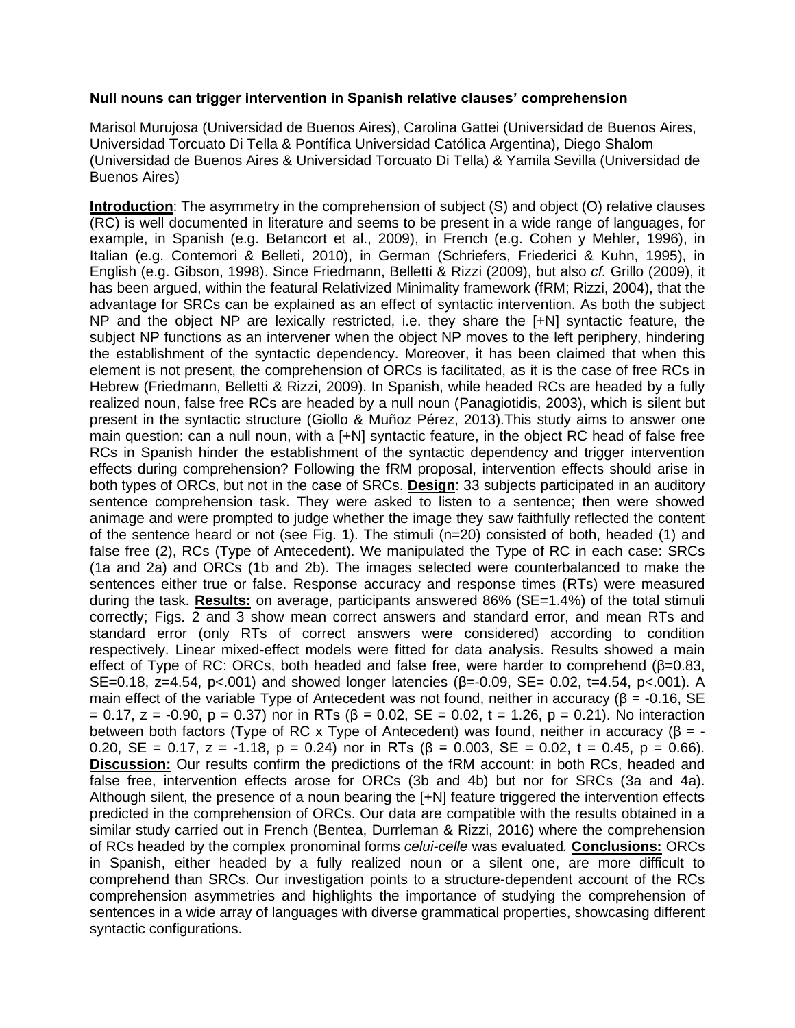**Null nouns can trigger intervention in Spanish relative clauses' comprehension**

Marisol Murujosa (Universidad de Buenos Aires), Carolina Gattei (Universidad de Buenos Aires, Universidad Torcuato Di Tella & Pontífica Universidad Católica Argentina), Diego Shalom (Universidad de Buenos Aires & Universidad Torcuato Di Tella) & Yamila Sevilla (Universidad de Buenos Aires)

**Introduction**: The asymmetry in the comprehension of subject (S) and object (O) relative clauses (RC) is well documented in literature and seems to be present in a wide range of languages, for example, in Spanish (e.g. Betancort et al., 2009), in French (e.g. Cohen y Mehler, 1996), in Italian (e.g. Contemori & Belleti, 2010), in German (Schriefers, Friederici & Kuhn, 1995), in English (e.g. Gibson, 1998). Since Friedmann, Belletti & Rizzi (2009), but also *cf.* Grillo (2009), it has been argued, within the featural Relativized Minimality framework (fRM; Rizzi, 2004), that the advantage for SRCs can be explained as an effect of syntactic intervention. As both the subject NP and the object NP are lexically restricted, i.e. they share the [+N] syntactic feature, the subject NP functions as an intervener when the object NP moves to the left periphery, hindering the establishment of the syntactic dependency. Moreover, it has been claimed that when this element is not present, the comprehension of ORCs is facilitated, as it is the case of free RCs in Hebrew (Friedmann, Belletti & Rizzi, 2009). In Spanish, while headed RCs are headed by a fully realized noun, false free RCs are headed by a null noun (Panagiotidis, 2003), which is silent but present in the syntactic structure (Giollo & Muñoz Pérez, 2013).This study aims to answer one main question: can a null noun, with a [+N] syntactic feature, in the object RC head of false free RCs in Spanish hinder the establishment of the syntactic dependency and trigger intervention effects during comprehension? Following the fRM proposal, intervention effects should arise in both types of ORCs, but not in the case of SRCs. **Design**: 33 subjects participated in an auditory sentence comprehension task. They were asked to listen to a sentence; then were showed animage and were prompted to judge whether the image they saw faithfully reflected the content of the sentence heard or not (see Fig. 1). The stimuli (n=20) consisted of both, headed (1) and false free (2), RCs (Type of Antecedent). We manipulated the Type of RC in each case: SRCs (1a and 2a) and ORCs (1b and 2b). The images selected were counterbalanced to make the sentences either true or false. Response accuracy and response times (RTs) were measured during the task. **Results:** on average, participants answered 86% (SE=1.4%) of the total stimuli correctly; Figs. 2 and 3 show mean correct answers and standard error, and mean RTs and standard error (only RTs of correct answers were considered) according to condition respectively. Linear mixed-effect models were fitted for data analysis. Results showed a main effect of Type of RC: ORCs, both headed and false free, were harder to comprehend ($\beta$=0.83, SE=0.18, z=4.54, p<.001) and showed longer latencies ($\beta$=-0.09, SE= 0.02, t=4.54, p<.001). A main effect of the variable Type of Antecedent was not found, neither in accuracy ($\beta$ = -0.16, SE = 0.17, z = -0.90, p = 0.37) nor in RTs ($\beta$ = 0.02, SE = 0.02, t = 1.26, p = 0.21). No interaction between both factors (Type of RC x Type of Antecedent) was found, neither in accuracy ($\beta$ = -0.20, SE = 0.17, z = -1.18, p = 0.24) nor in RTs ($\beta$ = 0.003, SE = 0.02, t = 0.45, p = 0.66). **Discussion:** Our results confirm the predictions of the fRM account: in both RCs, headed and false free, intervention effects arose for ORCs (3b and 4b) but nor for SRCs (3a and 4a). Although silent, the presence of a noun bearing the [+N] feature triggered the intervention effects predicted in the comprehension of ORCs. Our data are compatible with the results obtained in a similar study carried out in French (Bentea, Durrleman & Rizzi, 2016) where the comprehension of RCs headed by the complex pronominal forms *celui-celle* was evaluated. **Conclusions:** ORCs in Spanish, either headed by a fully realized noun or a silent one, are more difficult to comprehend than SRCs. Our investigation points to a structure-dependent account of the RCs comprehension asymmetries and highlights the importance of studying the comprehension of sentences in a wide array of languages with diverse grammatical properties, showcasing different syntactic configurations.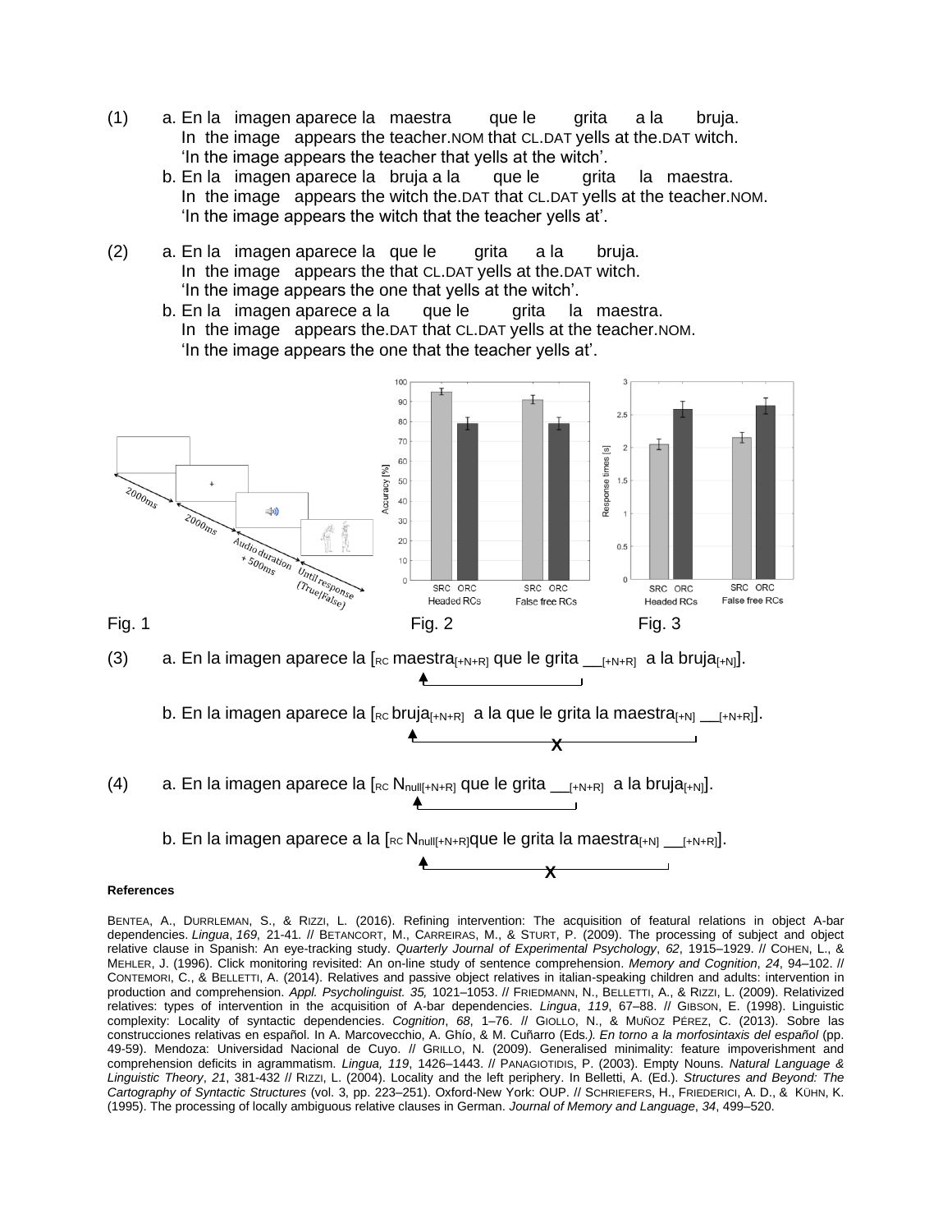(1) a. En la imagen aparece la maestra que le grita a la bruja.
In the image appears the teacher.NOM that CL.DAT yells at the.DAT witch.
'In the image appears the teacher that yells at the witch'.

b. En la imagen aparece la bruja a la que le grita la maestra.
In the image appears the witch the.DAT that CL.DAT yells at the teacher.NOM.
'In the image appears the witch that the teacher yells at'.

(2) a. En la imagen aparece la que le grita a la bruja.
In the image appears the that CL.DAT yells at the.DAT witch.
'In the image appears the one that yells at the witch'.

b. En la imagen aparece a la que le grita la maestra.
In the image appears the.DAT that CL.DAT yells at the teacher.NOM.
'In the image appears the one that the teacher yells at'.

2000ms
2000ms
Audio duration + 500ms
Until response (True|False)

Fig. 1

Accuracy [%]
100
90
80
70
60
50
40
30
20
10
0
SRC ORC
Headed RCs
SRC ORC
False free RCs

Fig. 2

Response times [s]
3
2.5
2
1.5
1
0.5
0
SRC ORC
Headed RCs
SRC ORC
False free RCs

Fig. 3

(3) a. En la imagen aparece la [$_{RC}$ maestra$_{[+N+R]}$ que le grita __$_{[+N+R]}$ a la bruja$_{[+N]}$].

b. En la imagen aparece la [$_{RC}$ bruja$_{[+N+R]}$ a la que le grita la maestra$_{[+N]}$ __$_{[+N+R]}$].
X

(4) a. En la imagen aparece la [$_{RC}$ N$_{null[+N+R]}$ que le grita __$_{[+N+R]}$ a la bruja$_{[+N]}$].

b. En la imagen aparece a la [$_{RC}$ N$_{null[+N+R]}$que le grita la maestra$_{[+N]}$ __$_{[+N+R]}$].
X

**References**

BENTEA, A., DURRLEMAN, S., & RIZZI, L. (2016). Refining intervention: The acquisition of featural relations in object A-bar dependencies. *Lingua*, *169*, 21-41. // BETANCORT, M., CARREIRAS, M., & STURT, P. (2009). The processing of subject and object relative clause in Spanish: An eye-tracking study. *Quarterly Journal of Experimental Psychology*, *62*, 1915–1929. // COHEN, L., & MEHLER, J. (1996). Click monitoring revisited: An on-line study of sentence comprehension. *Memory and Cognition*, *24*, 94–102. // CONTEMORI, C., & BELLETTI, A. (2014). Relatives and passive object relatives in italian-speaking children and adults: intervention in production and comprehension. *Appl. Psycholinguist. 35,* 1021–1053. // FRIEDMANN, N., BELLETTI, A., & RIZZI, L. (2009). Relativized relatives: types of intervention in the acquisition of A-bar dependencies. *Lingua*, *119*, 67–88. // GIBSON, E. (1998). Linguistic complexity: Locality of syntactic dependencies. *Cognition*, *68*, 1–76. // GIOLLO, N., & MUÑOZ PÉREZ, C. (2013). Sobre las construcciones relativas en español. In A. Marcovecchio, A. Ghío, & M. Cuñarro (Eds*.). En torno a la morfosintaxis del español* (pp. 49-59). Mendoza: Universidad Nacional de Cuyo. // GRILLO, N. (2009). Generalised minimality: feature impoverishment and comprehension deficits in agrammatism. *Lingua, 119*, 1426–1443. // PANAGIOTIDIS, P. (2003). Empty Nouns. *Natural Language & Linguistic Theory*, *21*, 381-432 // RIZZI, L. (2004). Locality and the left periphery. In Belletti, A. (Ed.). *Structures and Beyond: The Cartography of Syntactic Structures* (vol. 3, pp. 223–251). Oxford-New York: OUP. // SCHRIEFERS, H., FRIEDERICI, A. D., & KÜHN, K. (1995). The processing of locally ambiguous relative clauses in German. *Journal of Memory and Language*, *34*, 499–520.